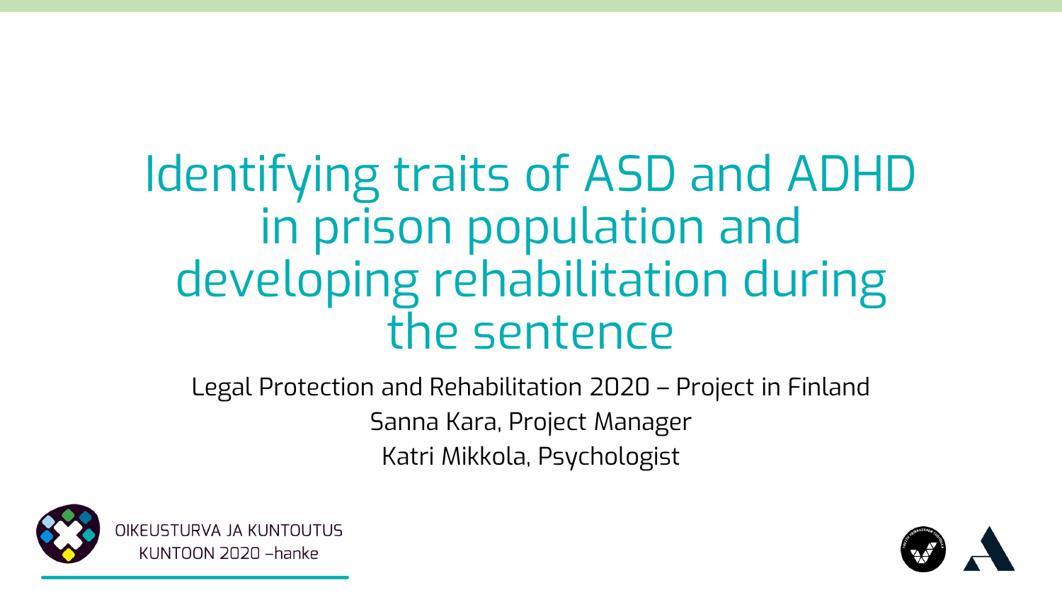# Identifying traits of ASD and ADHD in prison population and developing rehabilitation during the sentence

Legal Protection and Rehabilitation 2020 – Project in Finland

Sanna Kara, Project Manager

Katri Mikkola, Psychologist

OIKEUSTURVA JA KUNTOUTUS
KUNTOON 2020 –hanke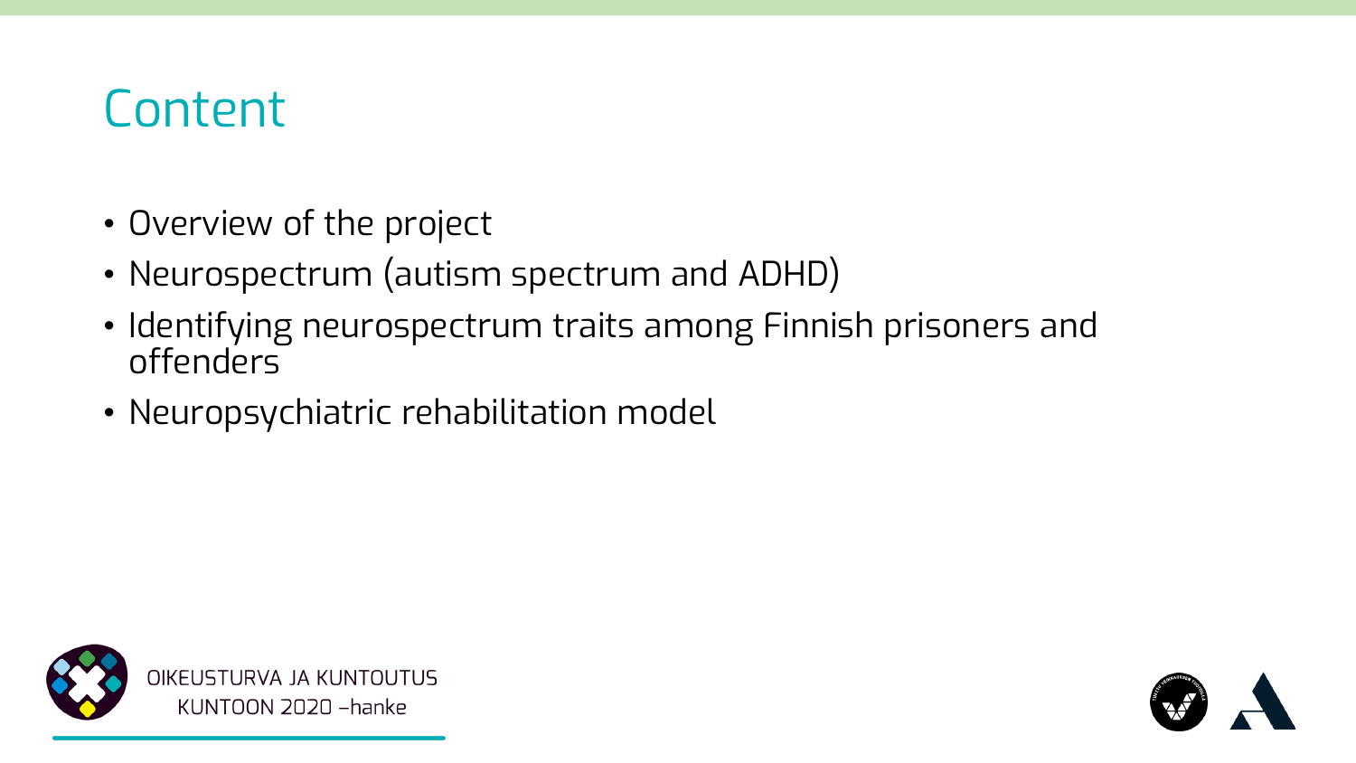# Content

- Overview of the project
- Neurospectrum (autism spectrum and ADHD)
- Identifying neurospectrum traits among Finnish prisoners and offenders
- Neuropsychiatric rehabilitation model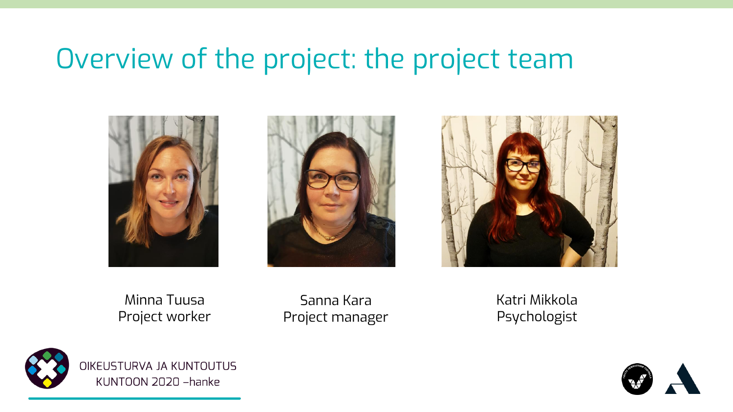# Overview of the project: the project team

Minna Tuusa
Project worker

Sanna Kara
Project manager

Katri Mikkola
Psychologist

OIKEUSTURVA JA KUNTOUTUS
KUNTOON 2020 –hanke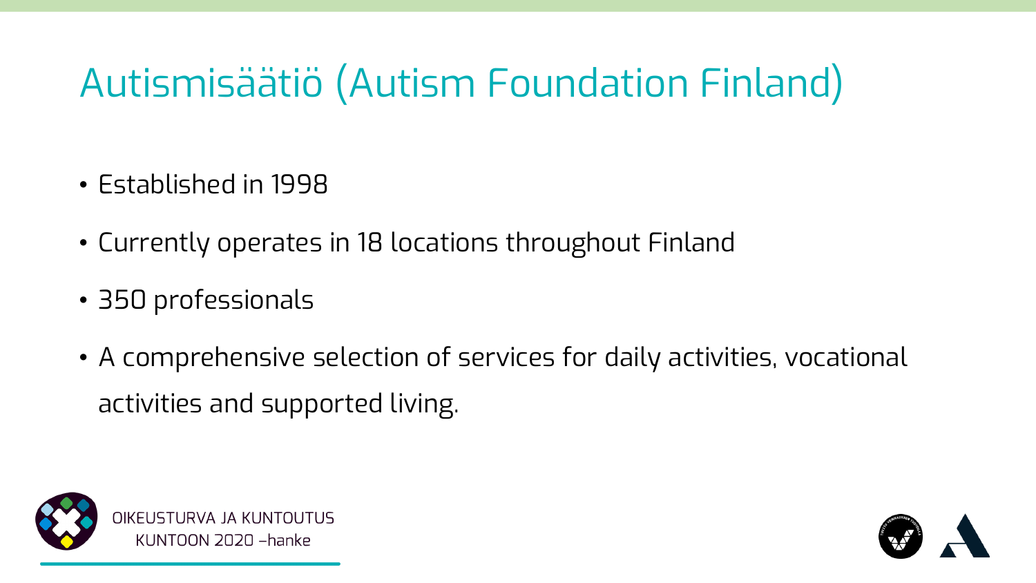# Autismisäätiö (Autism Foundation Finland)

- Established in 1998
- Currently operates in 18 locations throughout Finland
- 350 professionals
- A comprehensive selection of services for daily activities, vocational activities and supported living.

OIKEUSTURVA JA KUNTOUTUS KUNTOON 2020 –hanke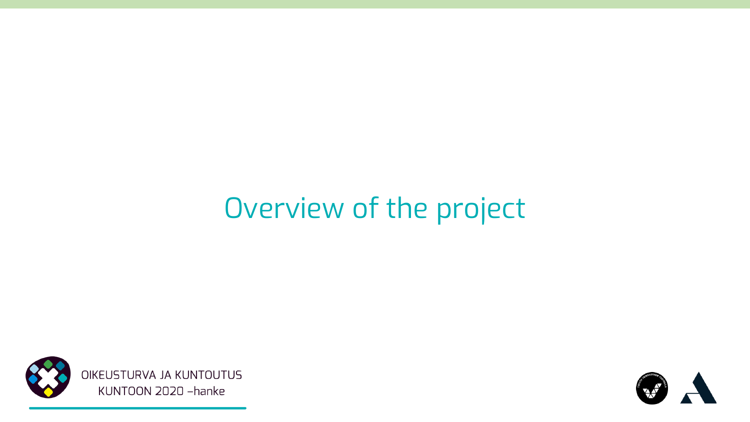# Overview of the project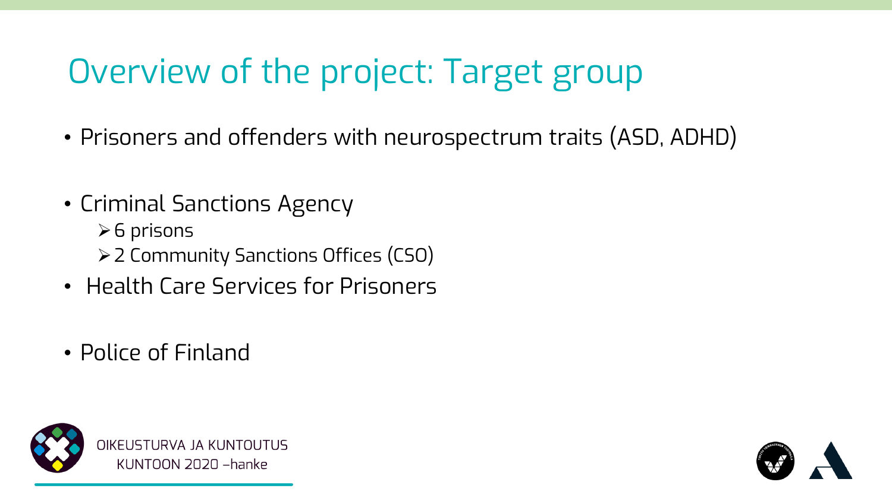# Overview of the project: Target group

- Prisoners and offenders with neurospectrum traits (ASD, ADHD)
- Criminal Sanctions Agency
  - 6 prisons
  - 2 Community Sanctions Offices (CSO)
- Health Care Services for Prisoners
- Police of Finland

OIKEUSTURVA JA KUNTOUTUS
KUNTOON 2020 –hanke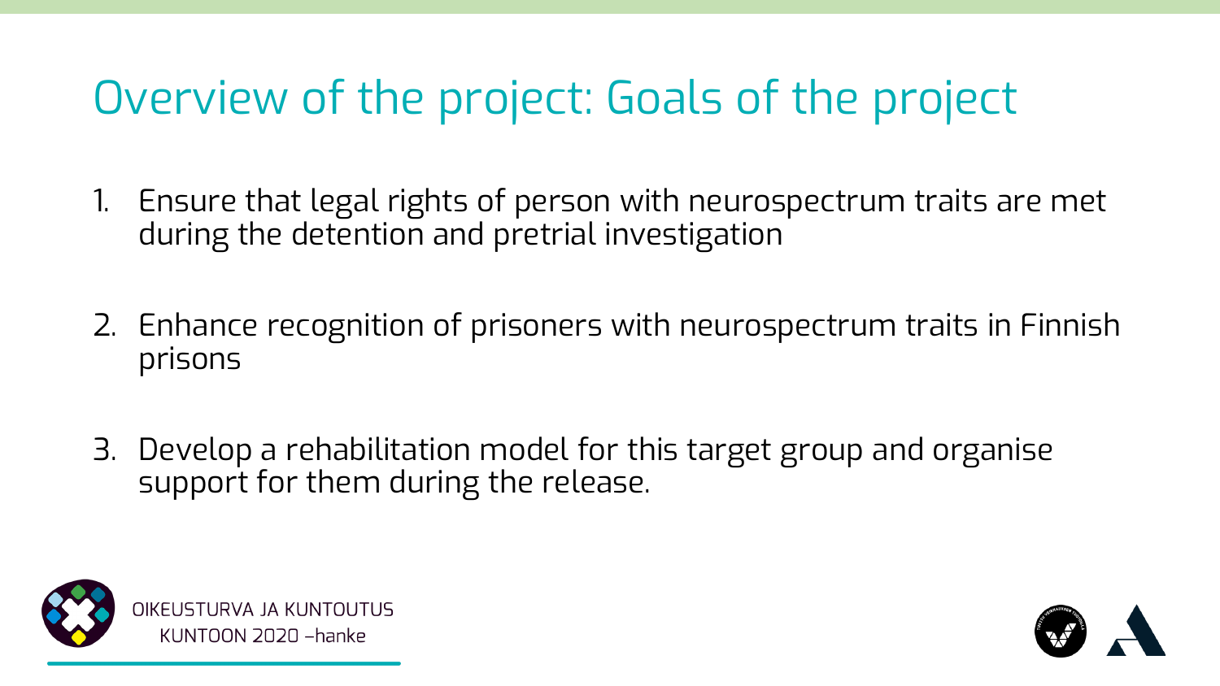# Overview of the project: Goals of the project

1. Ensure that legal rights of person with neurospectrum traits are met during the detention and pretrial investigation

2. Enhance recognition of prisoners with neurospectrum traits in Finnish prisons

3. Develop a rehabilitation model for this target group and organise support for them during the release.

OIKEUSTURVA JA KUNTOUTUS
KUNTOON 2020 –hanke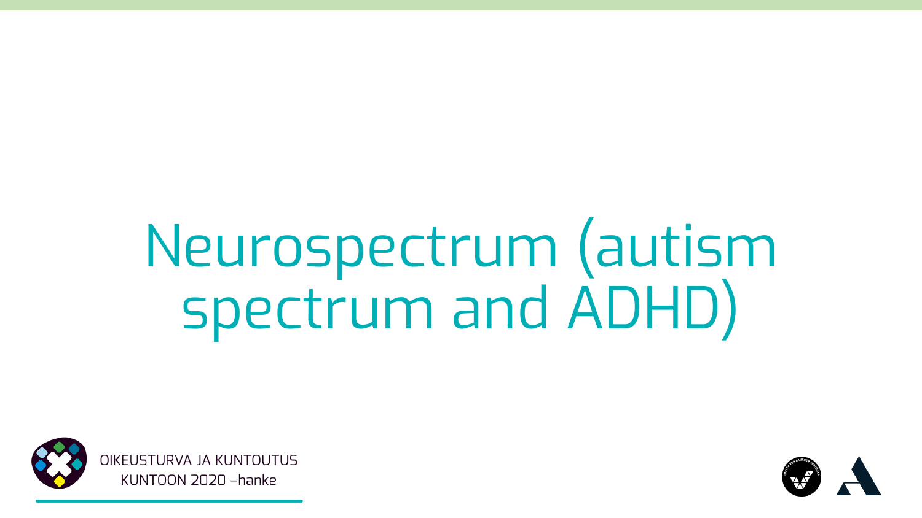# Neurospectrum (autism spectrum and ADHD)

OIKEUSTURVA JA KUNTOUTUS KUNTOON 2020 –hanke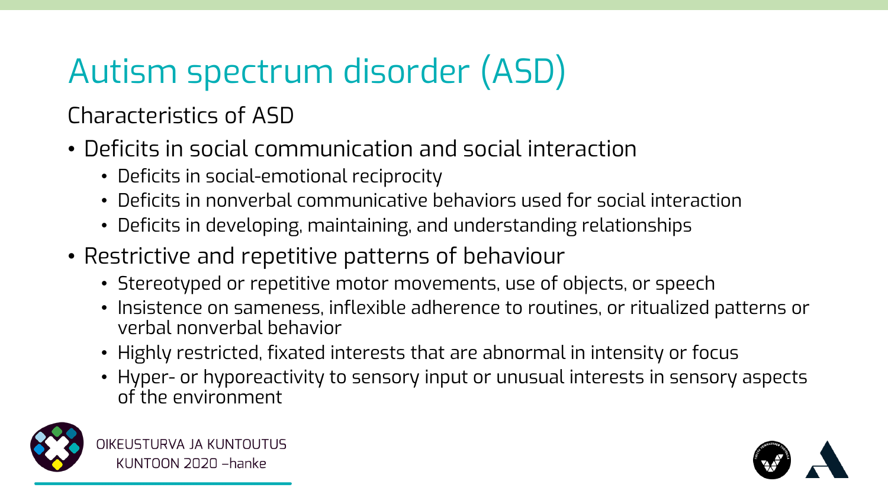# Autism spectrum disorder (ASD)

Characteristics of ASD

- Deficits in social communication and social interaction
  - Deficits in social-emotional reciprocity
  - Deficits in nonverbal communicative behaviors used for social interaction
  - Deficits in developing, maintaining, and understanding relationships
- Restrictive and repetitive patterns of behaviour
  - Stereotyped or repetitive motor movements, use of objects, or speech
  - Insistence on sameness, inflexible adherence to routines, or ritualized patterns or verbal nonverbal behavior
  - Highly restricted, fixated interests that are abnormal in intensity or focus
  - Hyper- or hyporeactivity to sensory input or unusual interests in sensory aspects of the environment

OIKEUSTURVA JA KUNTOUTUS
KUNTOON 2020 –hanke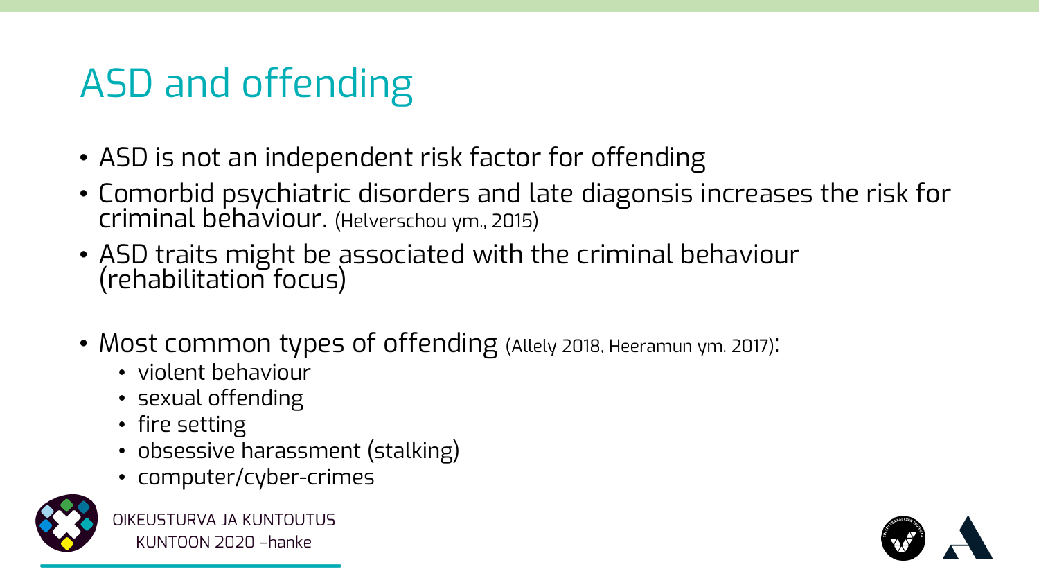# ASD and offending

- ASD is not an independent risk factor for offending
- Comorbid psychiatric disorders and late diagonsis increases the risk for criminal behaviour. (Helverschou ym., 2015)
- ASD traits might be associated with the criminal behaviour (rehabilitation focus)
- Most common types of offending (Allely 2018, Heeramun ym. 2017):
  - violent behaviour
  - sexual offending
  - fire setting
  - obsessive harassment (stalking)
  - computer/cyber-crimes

OIKEUSTURVA JA KUNTOUTUS
KUNTOON 2020 –hanke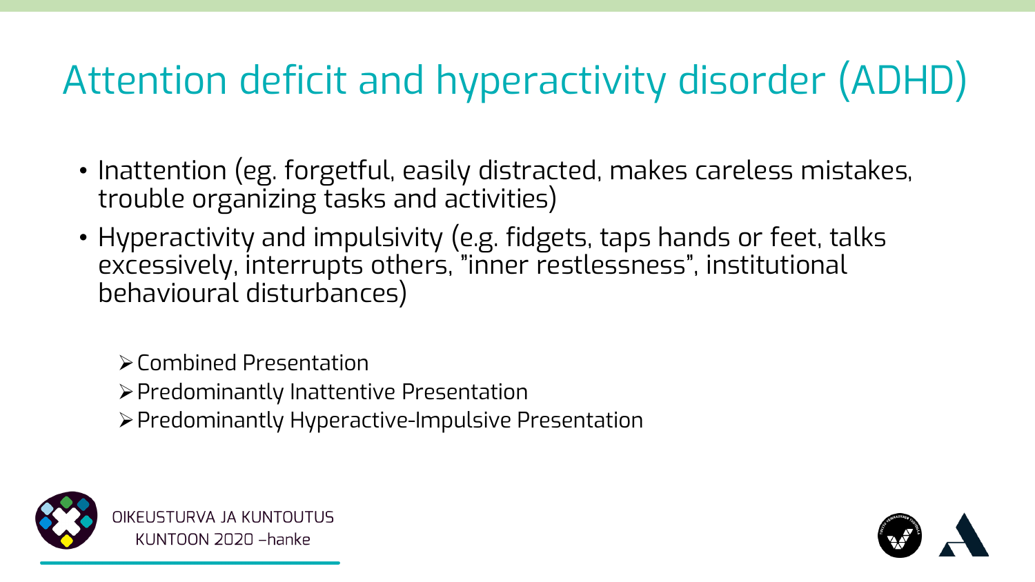# Attention deficit and hyperactivity disorder (ADHD)

- Inattention (eg. forgetful, easily distracted, makes careless mistakes, trouble organizing tasks and activities)
- Hyperactivity and impulsivity (e.g. fidgets, taps hands or feet, talks excessively, interrupts others, "inner restlessness", institutional behavioural disturbances)
  - Combined Presentation
  - Predominantly Inattentive Presentation
  - Predominantly Hyperactive-Impulsive Presentation

OIKEUSTURVA JA KUNTOUTUS
KUNTOON 2020 –hanke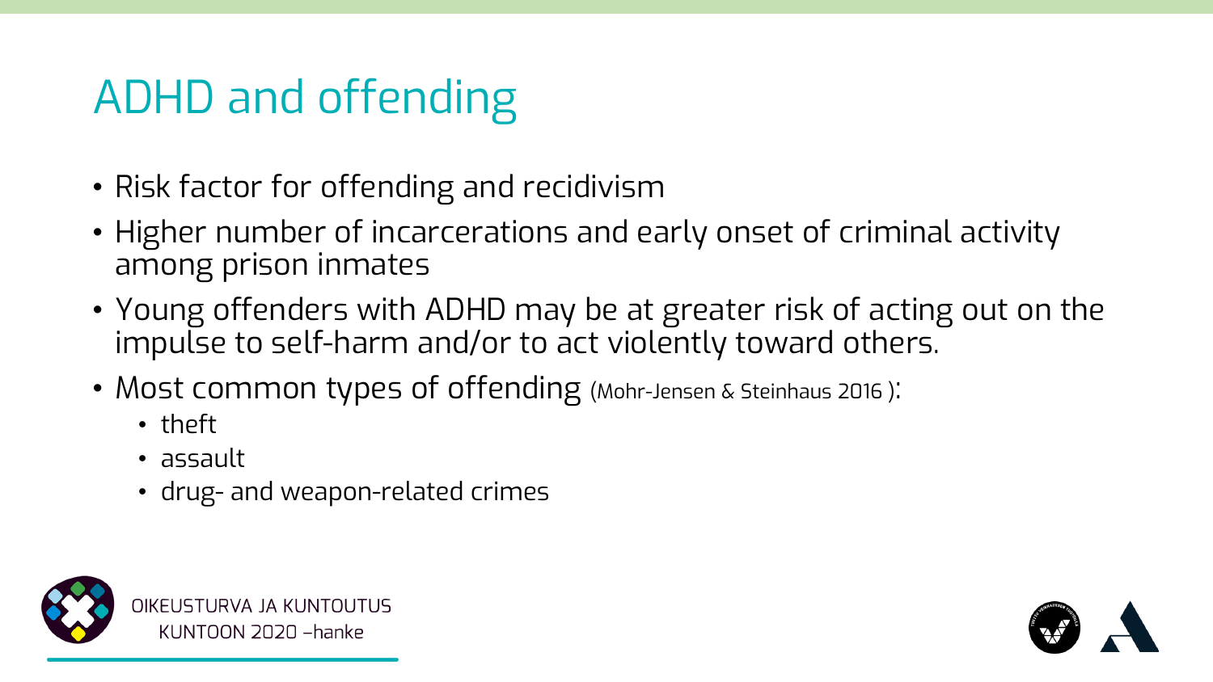# ADHD and offending

- Risk factor for offending and recidivism
- Higher number of incarcerations and early onset of criminal activity among prison inmates
- Young offenders with ADHD may be at greater risk of acting out on the impulse to self-harm and/or to act violently toward others.
- Most common types of offending (Mohr-Jensen & Steinhaus 2016 ):
  - theft
  - assault
  - drug- and weapon-related crimes

OIKEUSTURVA JA KUNTOUTUS
KUNTOON 2020 –hanke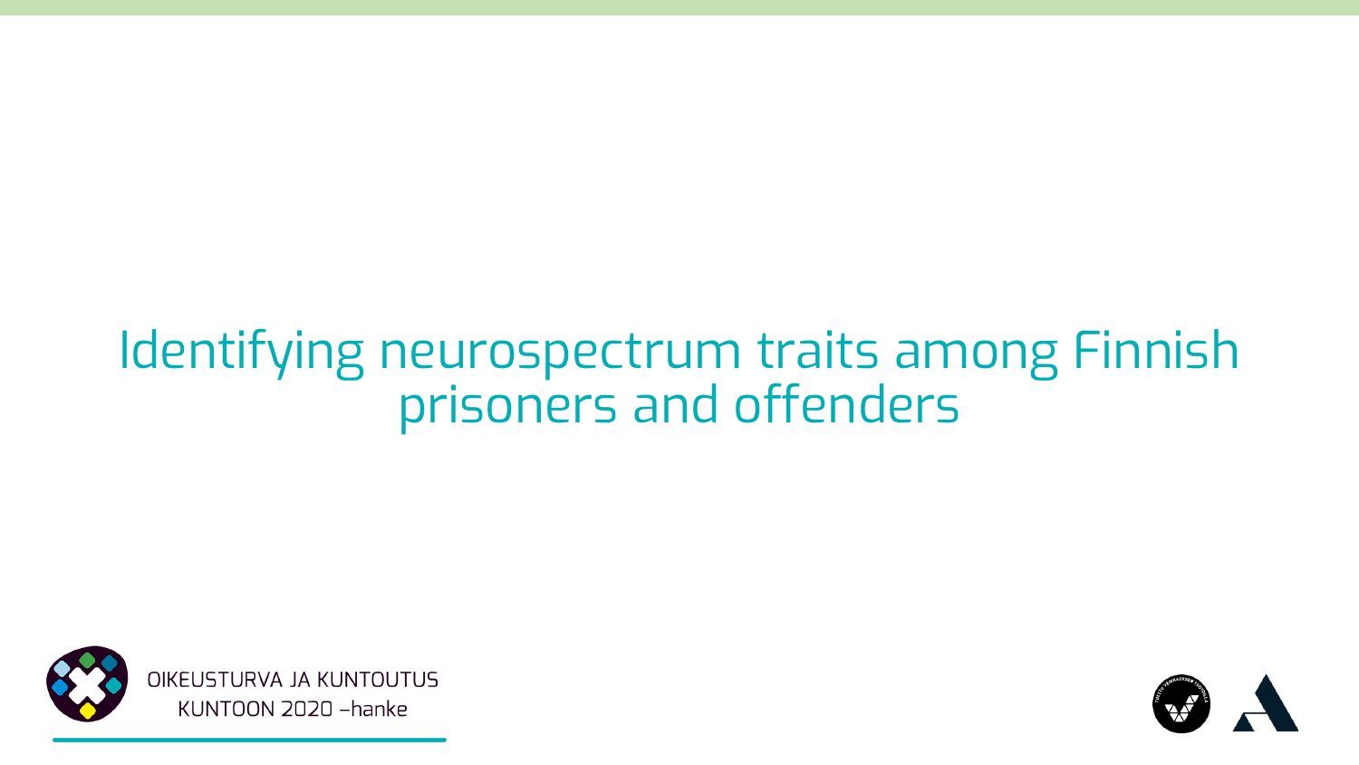# Identifying neurospectrum traits among Finnish prisoners and offenders

OIKEUSTURVA JA KUNTOUTUS
KUNTOON 2020 –hanke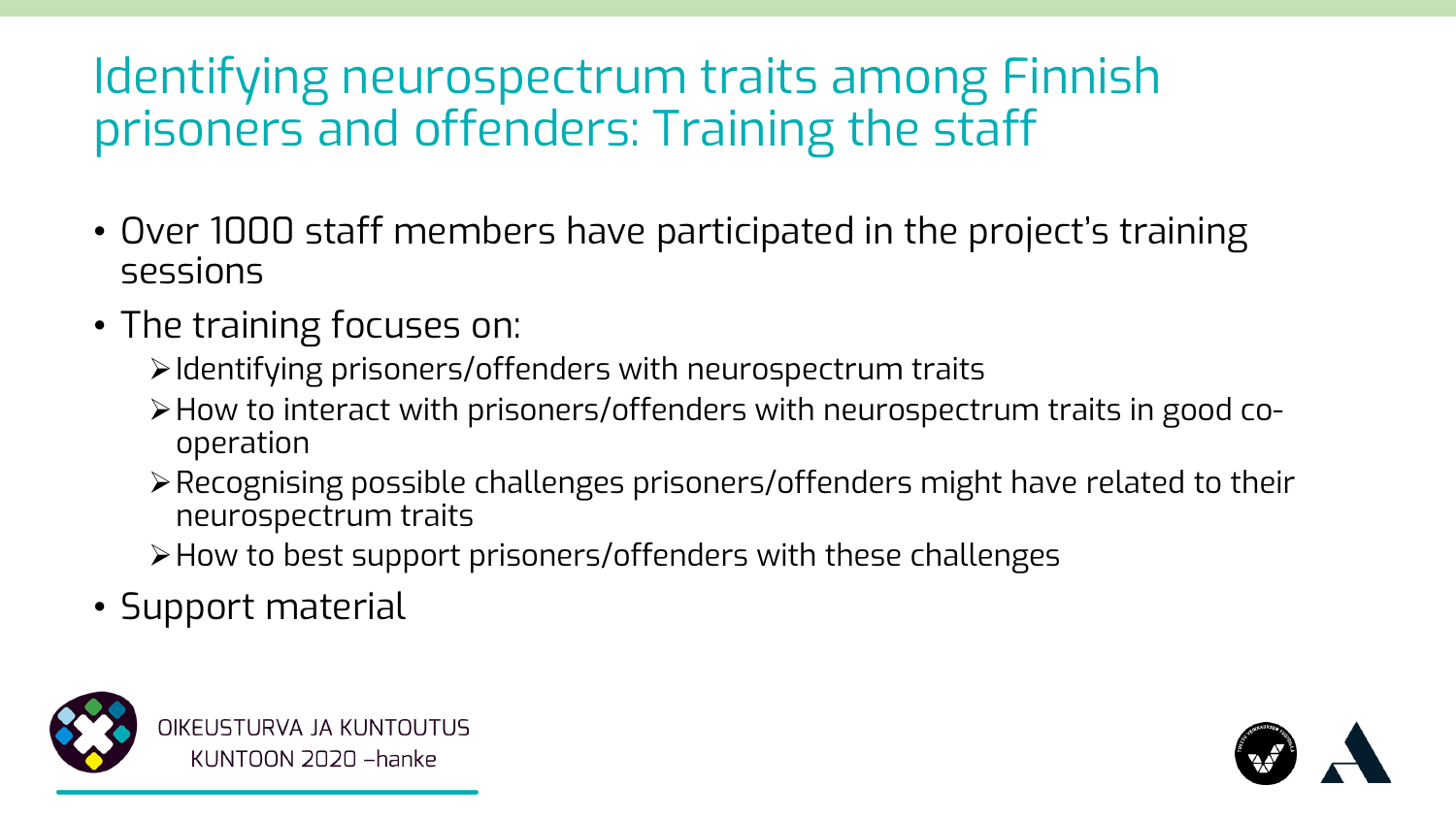# Identifying neurospectrum traits among Finnish prisoners and offenders: Training the staff

- Over 1000 staff members have participated in the project's training sessions
- The training focuses on:
  - Identifying prisoners/offenders with neurospectrum traits
  - How to interact with prisoners/offenders with neurospectrum traits in good co-operation
  - Recognising possible challenges prisoners/offenders might have related to their neurospectrum traits
  - How to best support prisoners/offenders with these challenges
- Support material

OIKEUSTURVA JA KUNTOUTUS
KUNTOON 2020 –hanke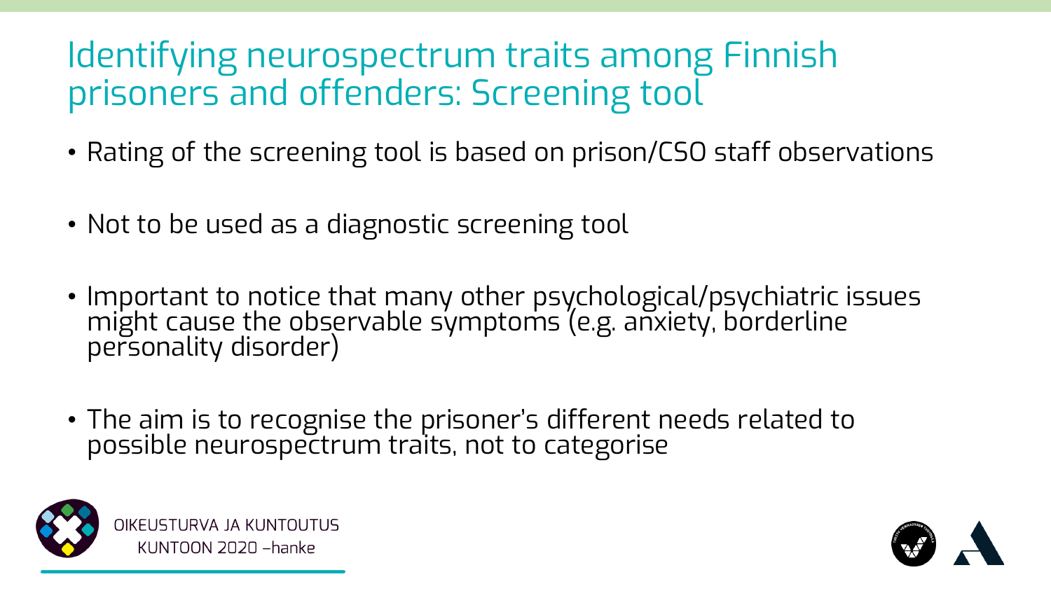# Identifying neurospectrum traits among Finnish prisoners and offenders: Screening tool

- Rating of the screening tool is based on prison/CSO staff observations
- Not to be used as a diagnostic screening tool
- Important to notice that many other psychological/psychiatric issues might cause the observable symptoms (e.g. anxiety, borderline personality disorder)
- The aim is to recognise the prisoner's different needs related to possible neurospectrum traits, not to categorise

OIKEUSTURVA JA KUNTOUTUS
KUNTOON 2020 –hanke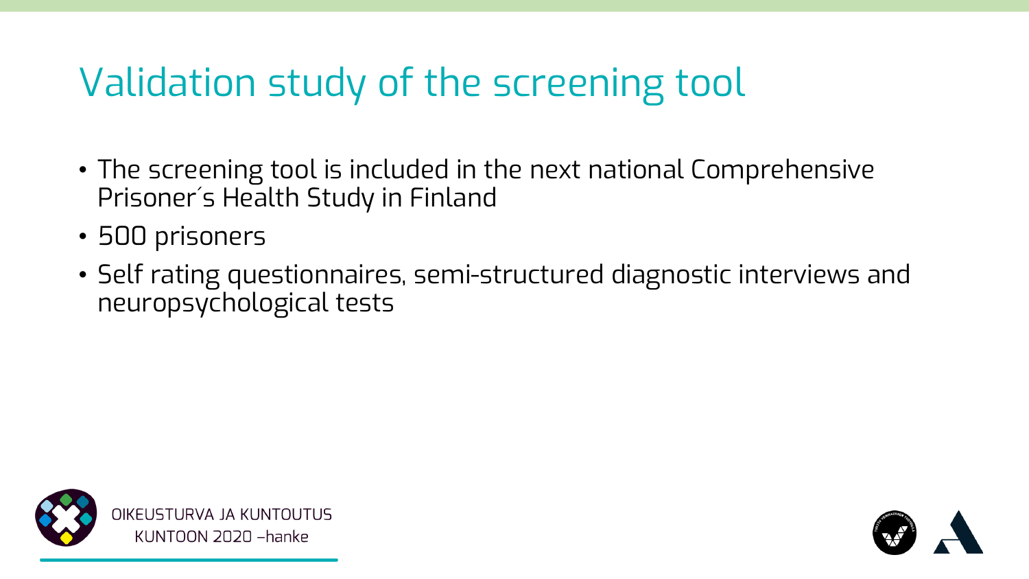# Validation study of the screening tool

- The screening tool is included in the next national Comprehensive Prisoner´s Health Study in Finland
- 500 prisoners
- Self rating questionnaires, semi-structured diagnostic interviews and neuropsychological tests

OIKEUSTURVA JA KUNTOUTUS
KUNTOON 2020 –hanke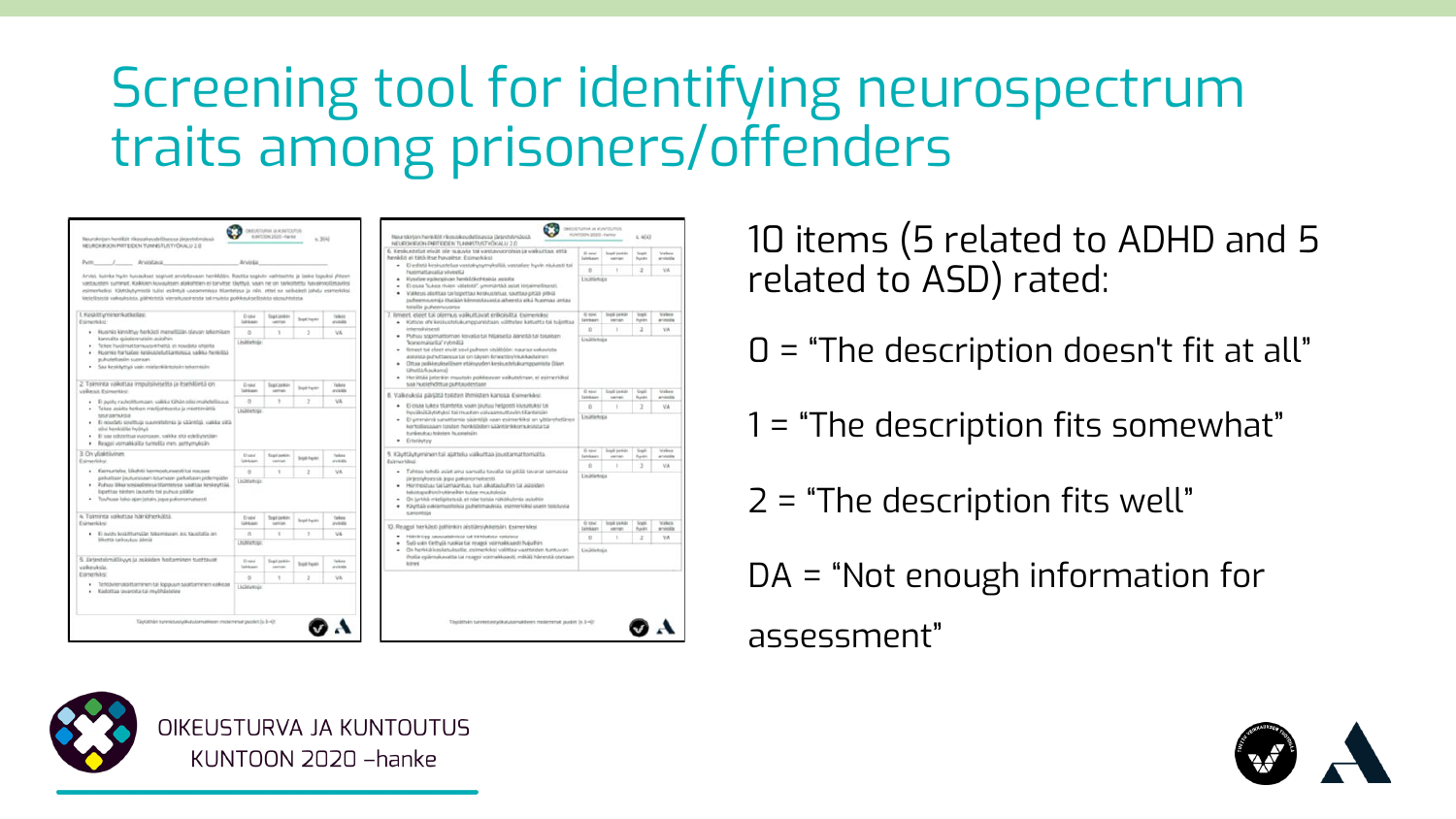# Screening tool for identifying neurospectrum traits among prisoners/offenders

10 items (5 related to ADHD and 5 related to ASD) rated:

0 = "The description doesn't fit at all"

1 = "The description fits somewhat"

2 = "The description fits well"

DA = "Not enough information for assessment"

OIKEUSTURVA JA KUNTOUTUS
KUNTOON 2020 –hanke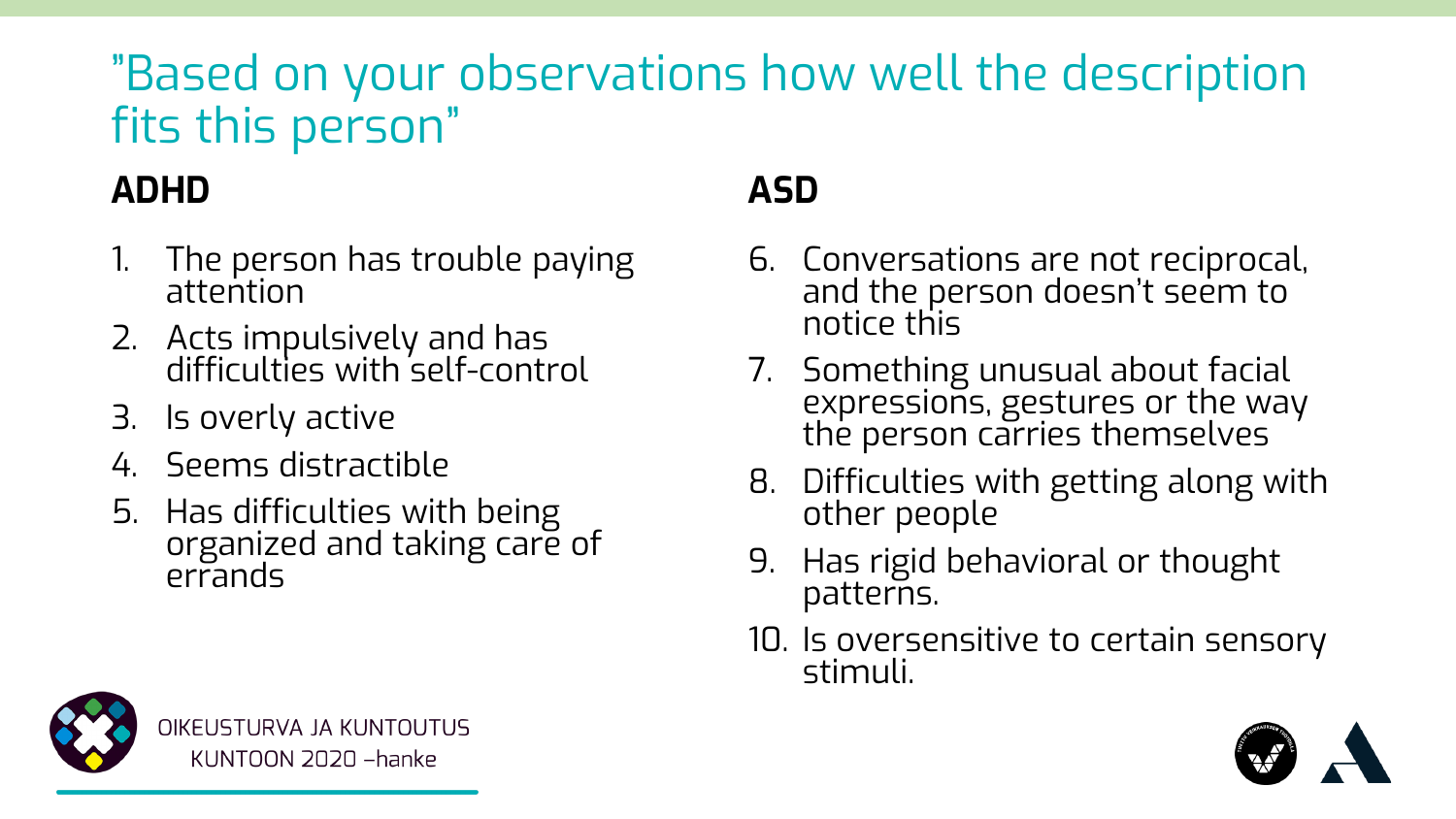# "Based on your observations how well the description fits this person"

## ADHD

1. The person has trouble paying attention
2. Acts impulsively and has difficulties with self-control
3. Is overly active
4. Seems distractible
5. Has difficulties with being organized and taking care of errands

## ASD

6. Conversations are not reciprocal, and the person doesn't seem to notice this
7. Something unusual about facial expressions, gestures or the way the person carries themselves
8. Difficulties with getting along with other people
9. Has rigid behavioral or thought patterns.
10. Is oversensitive to certain sensory stimuli.

OIKEUSTURVA JA KUNTOUTUS
KUNTOON 2020 –hanke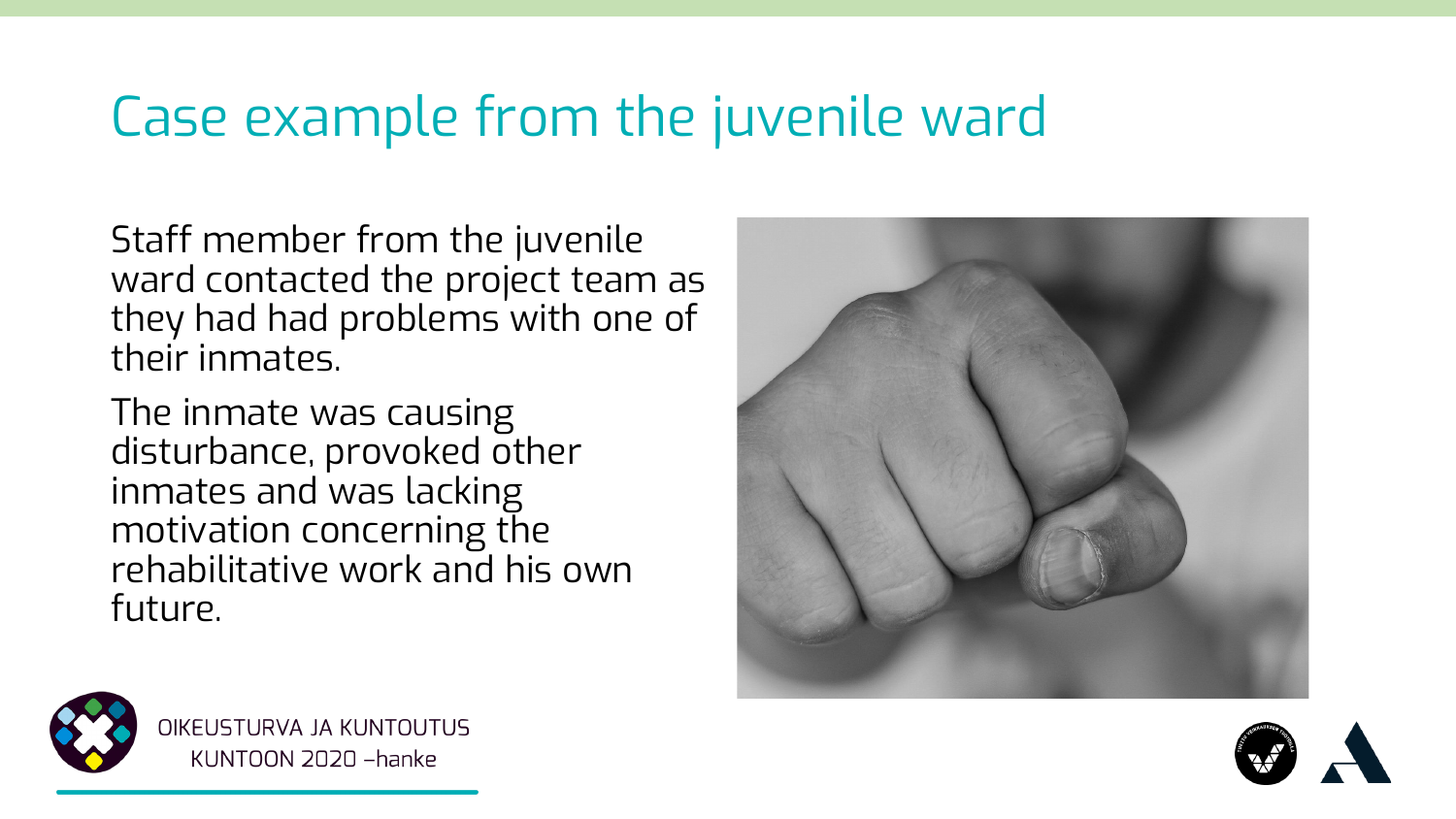# Case example from the juvenile ward

Staff member from the juvenile ward contacted the project team as they had had problems with one of their inmates.

The inmate was causing disturbance, provoked other inmates and was lacking motivation concerning the rehabilitative work and his own future.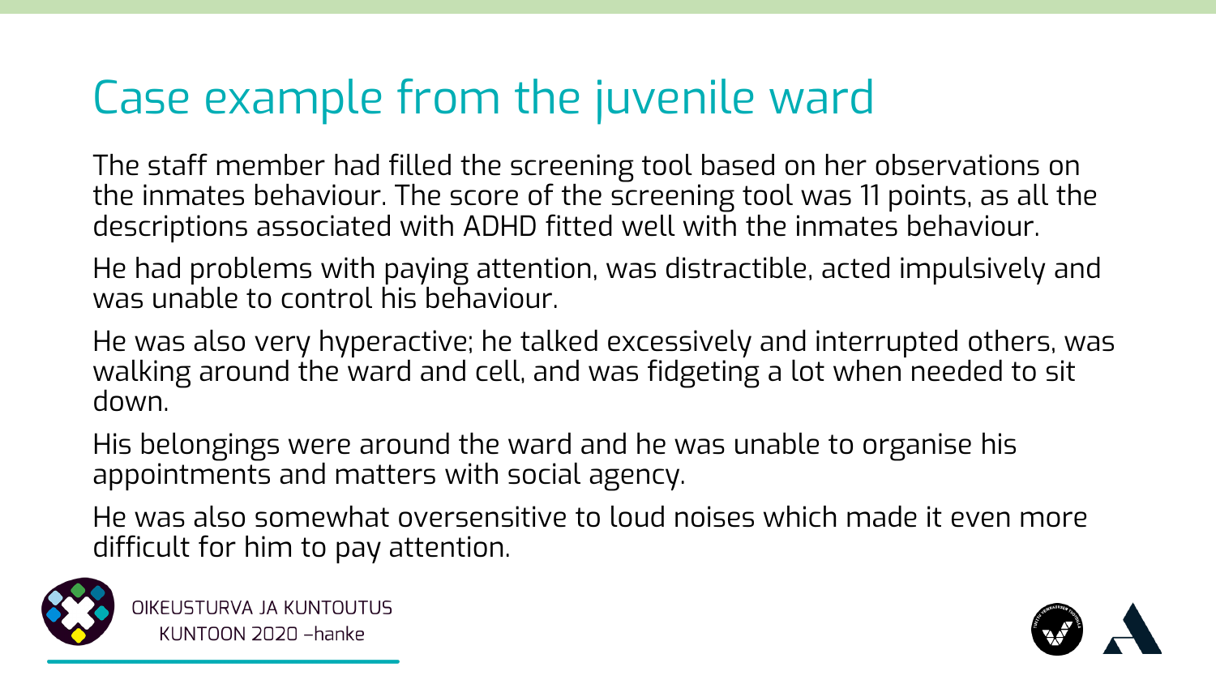# Case example from the juvenile ward

The staff member had filled the screening tool based on her observations on the inmates behaviour. The score of the screening tool was 11 points, as all the descriptions associated with ADHD fitted well with the inmates behaviour.

He had problems with paying attention, was distractible, acted impulsively and was unable to control his behaviour.

He was also very hyperactive; he talked excessively and interrupted others, was walking around the ward and cell, and was fidgeting a lot when needed to sit down.

His belongings were around the ward and he was unable to organise his appointments and matters with social agency.

He was also somewhat oversensitive to loud noises which made it even more difficult for him to pay attention.

OIKEUSTURVA JA KUNTOUTUS
KUNTOON 2020 –hanke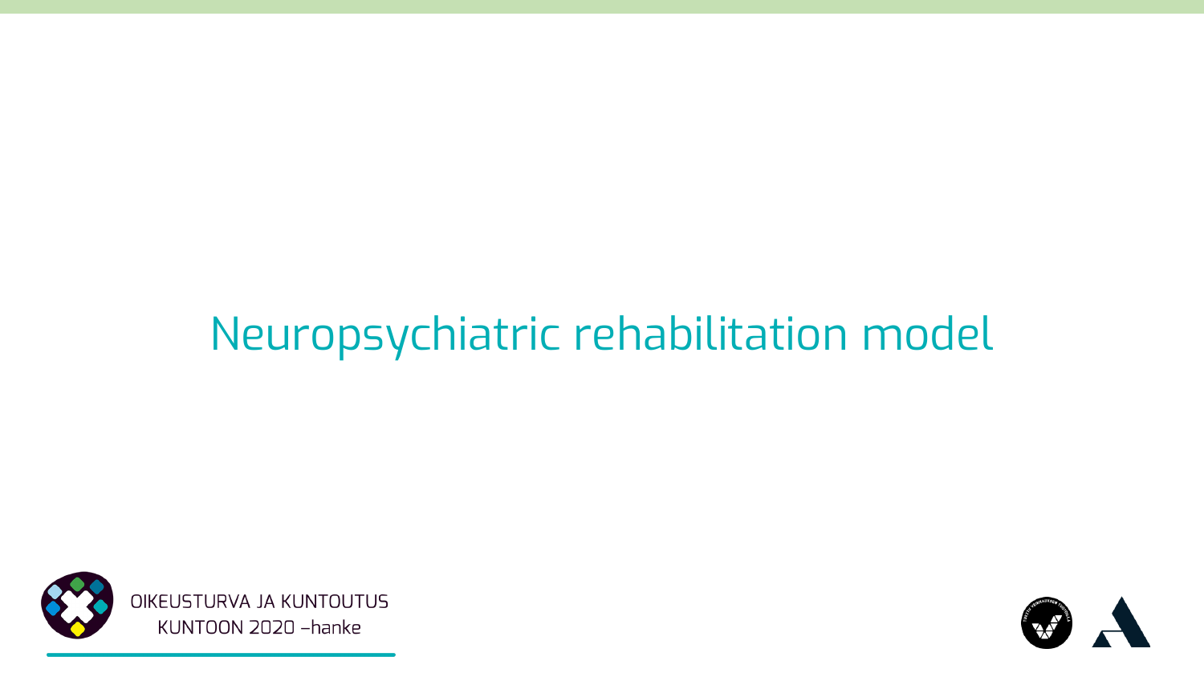# Neuropsychiatric rehabilitation model

OIKEUSTURVA JA KUNTOUTUS KUNTOON 2020 –hanke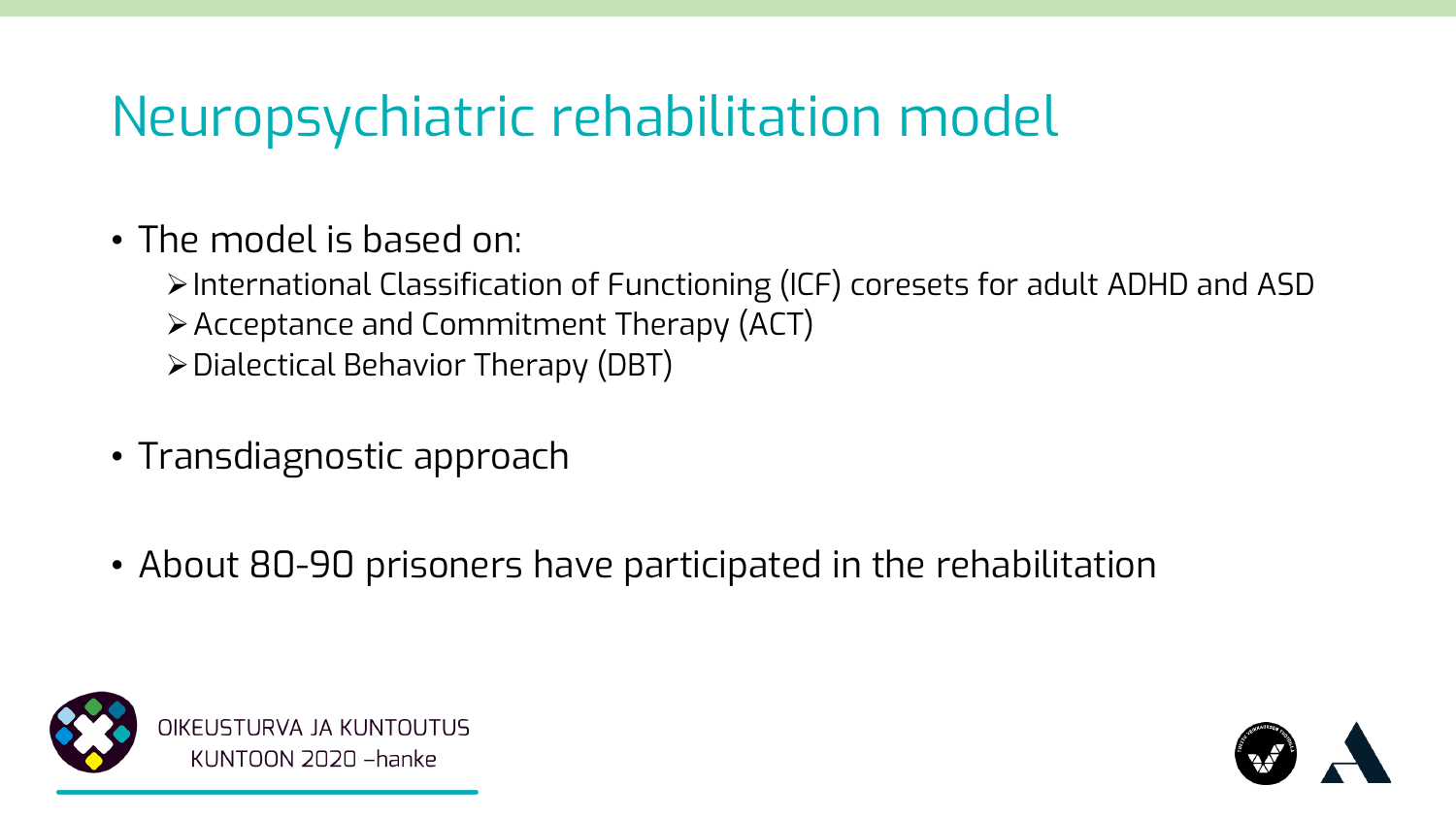# Neuropsychiatric rehabilitation model

- The model is based on:
  - International Classification of Functioning (ICF) coresets for adult ADHD and ASD
  - Acceptance and Commitment Therapy (ACT)
  - Dialectical Behavior Therapy (DBT)
- Transdiagnostic approach
- About 80-90 prisoners have participated in the rehabilitation

OIKEUSTURVA JA KUNTOUTUS
KUNTOON 2020 –hanke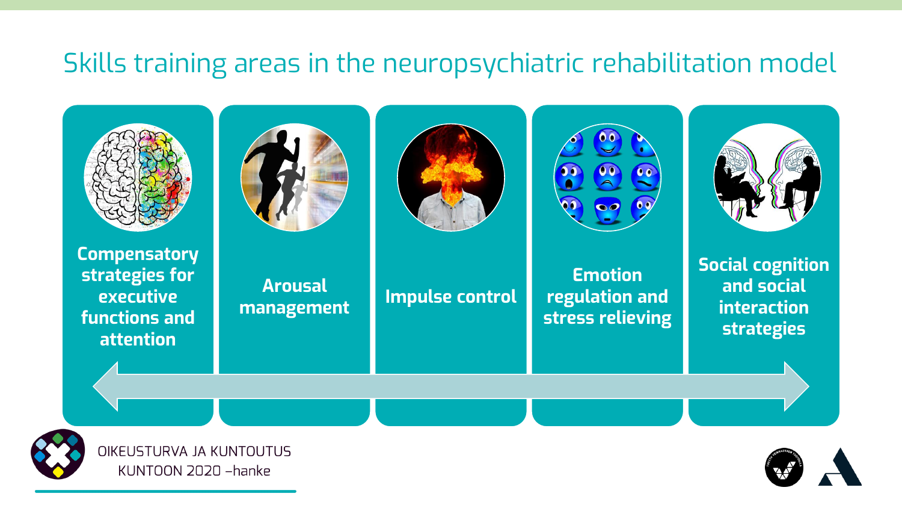# Skills training areas in the neuropsychiatric rehabilitation model

- **Compensatory strategies for executive functions and attention**
- **Arousal management**
- **Impulse control**
- **Emotion regulation and stress relieving**
- **Social cognition and social interaction strategies**

OIKEUSTURVA JA KUNTOUTUS
KUNTOON 2020 –hanke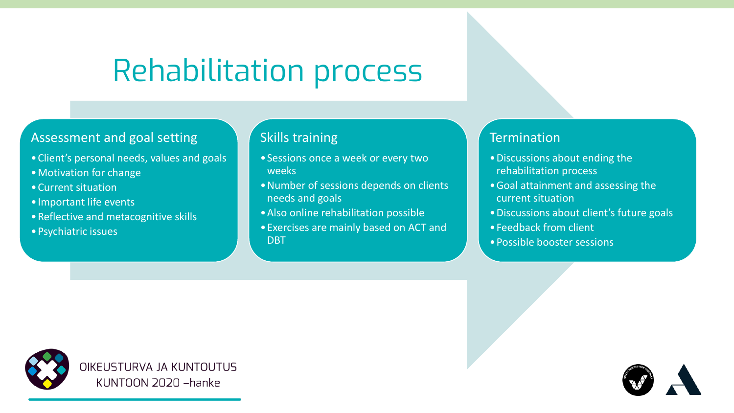# Rehabilitation process

## Assessment and goal setting

- Client's personal needs, values and goals
- Motivation for change
- Current situation
- Important life events
- Reflective and metacognitive skills
- Psychiatric issues

## Skills training

- Sessions once a week or every two weeks
- Number of sessions depends on clients needs and goals
- Also online rehabilitation possible
- Exercises are mainly based on ACT and DBT

## Termination

- Discussions about ending the rehabilitation process
- Goal attainment and assessing the current situation
- Discussions about client's future goals
- Feedback from client
- Possible booster sessions

OIKEUSTURVA JA KUNTOUTUS
KUNTOON 2020 –hanke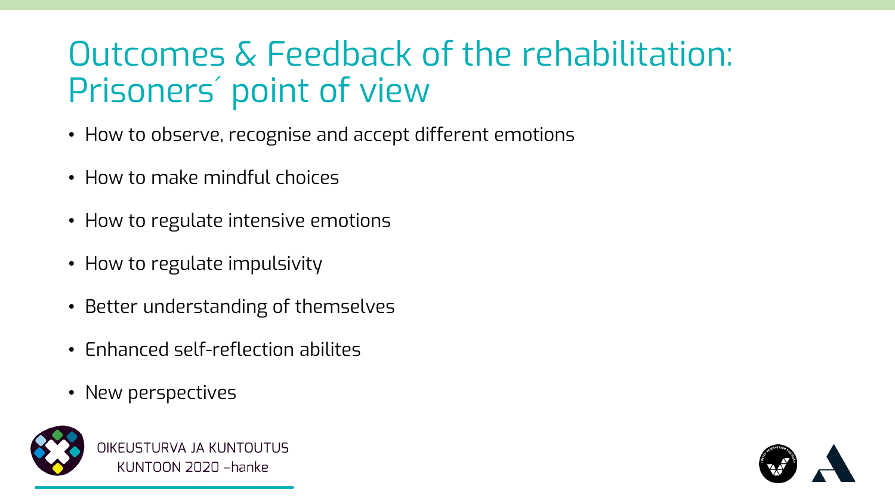# Outcomes & Feedback of the rehabilitation: Prisoners´ point of view

- How to observe, recognise and accept different emotions
- How to make mindful choices
- How to regulate intensive emotions
- How to regulate impulsivity
- Better understanding of themselves
- Enhanced self-reflection abilites
- New perspectives

OIKEUSTURVA JA KUNTOUTUS
KUNTOON 2020 –hanke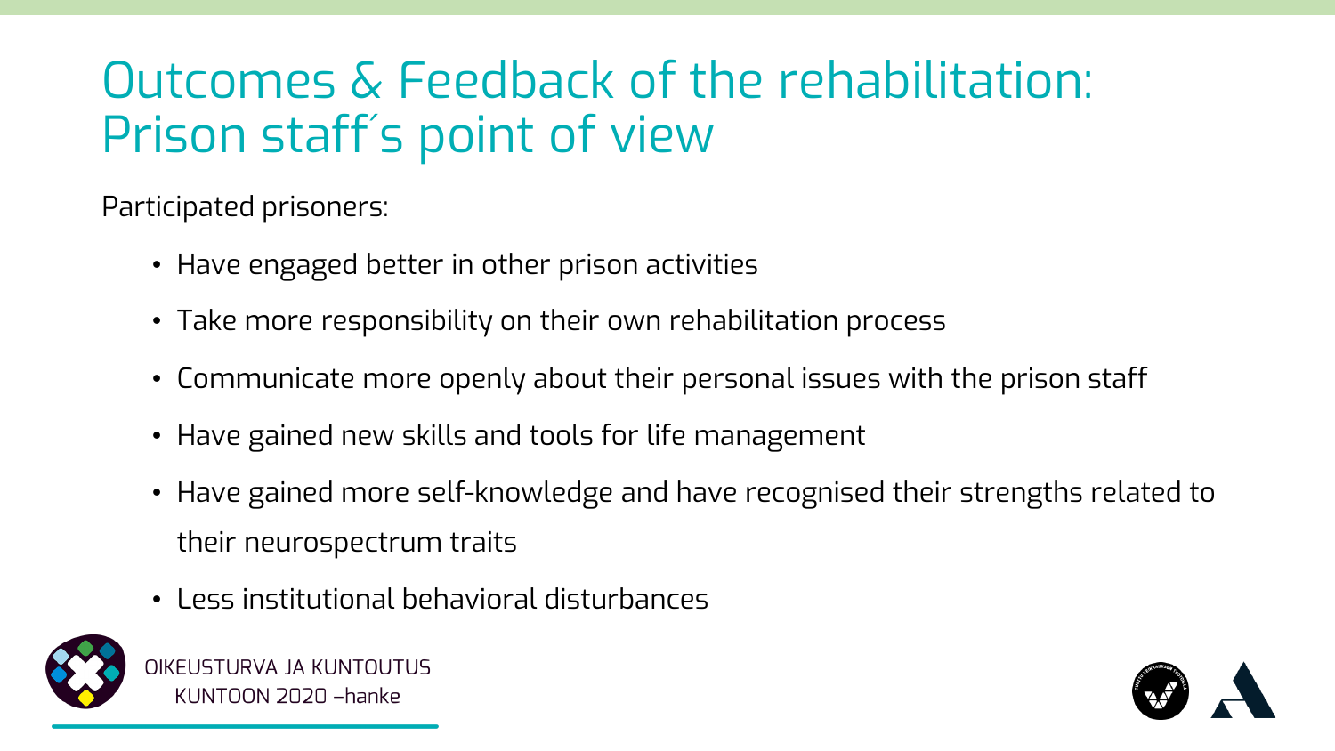# Outcomes & Feedback of the rehabilitation: Prison staff´s point of view

Participated prisoners:

- Have engaged better in other prison activities
- Take more responsibility on their own rehabilitation process
- Communicate more openly about their personal issues with the prison staff
- Have gained new skills and tools for life management
- Have gained more self-knowledge and have recognised their strengths related to their neurospectrum traits
- Less institutional behavioral disturbances

OIKEUSTURVA JA KUNTOUTUS
KUNTOON 2020 –hanke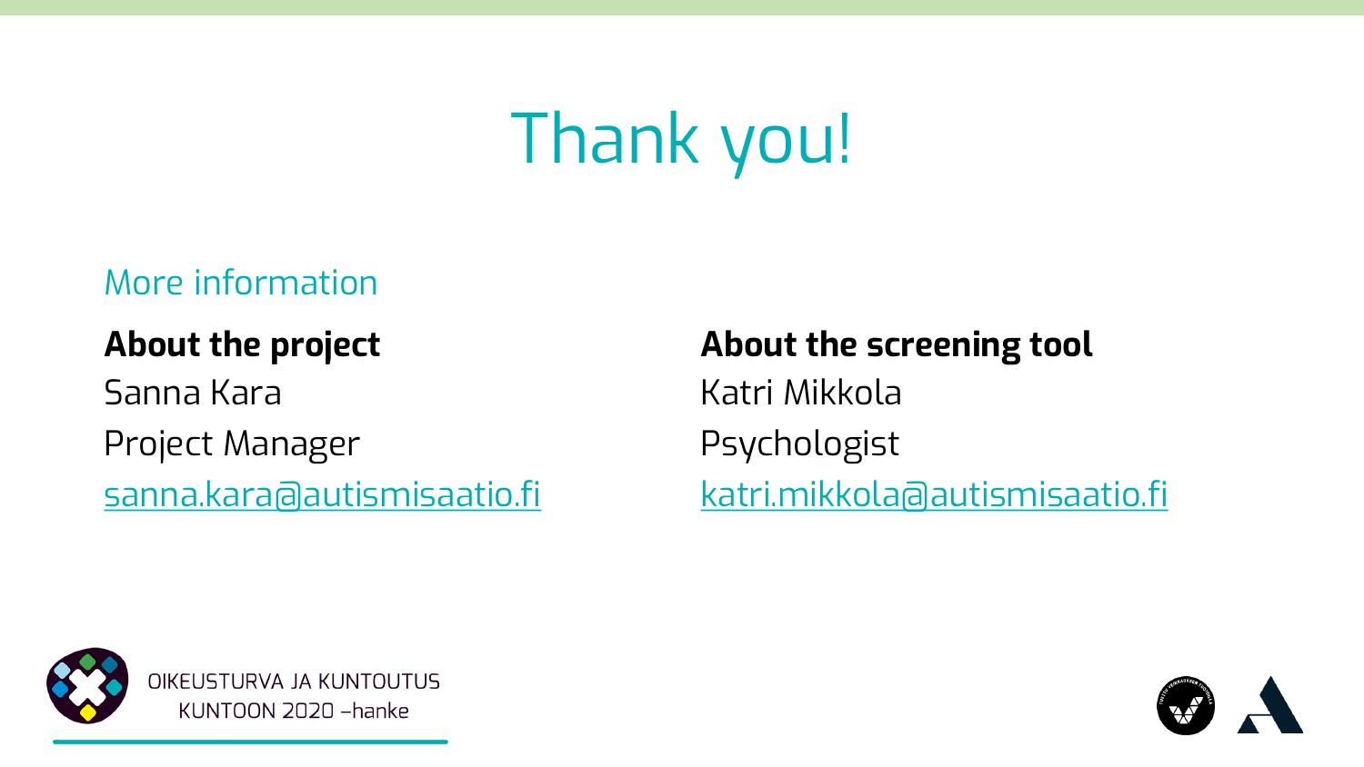# Thank you!

More information

**About the project**

Sanna Kara

Project Manager

sanna.kara@autismisaatio.fi

**About the screening tool**

Katri Mikkola

Psychologist

katri.mikkola@autismisaatio.fi

OIKEUSTURVA JA KUNTOUTUS
KUNTOON 2020 –hanke